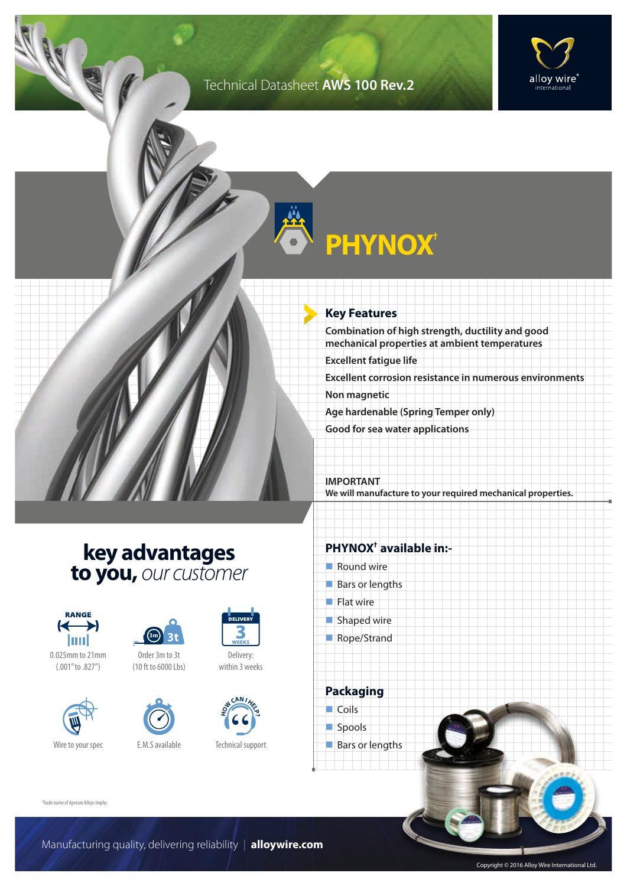Technical Datasheet **AWS 100 Rev.2**

alloy wire® international

# PHYNOX†

## Key Features

**Combination of high strength, ductility and good mechanical properties at ambient temperatures**

**Excellent fatigue life**

**Excellent corrosion resistance in numerous environments**

**Non magnetic**

**Age hardenable (Spring Temper only)**

**Good for sea water applications**

**IMPORTANT**
**We will manufacture to your required mechanical properties.**

## key advantages to you, *our customer*

- RANGE: 0.025mm to 21mm (.001" to .827")
- Order 3m to 3t (10 ft to 6000 Lbs)
- Delivery: within 3 weeks
- Wire to your spec
- E.M.S available
- Technical support

## PHYNOX† available in:-

- Round wire
- Bars or lengths
- Flat wire
- Shaped wire
- Rope/Strand

## Packaging

- Coils
- Spools
- Bars or lengths

†Trade name of Aperam Alloys Imphy.

Manufacturing quality, delivering reliability | **alloywire.com**

Copyright © 2016 Alloy Wire International Ltd.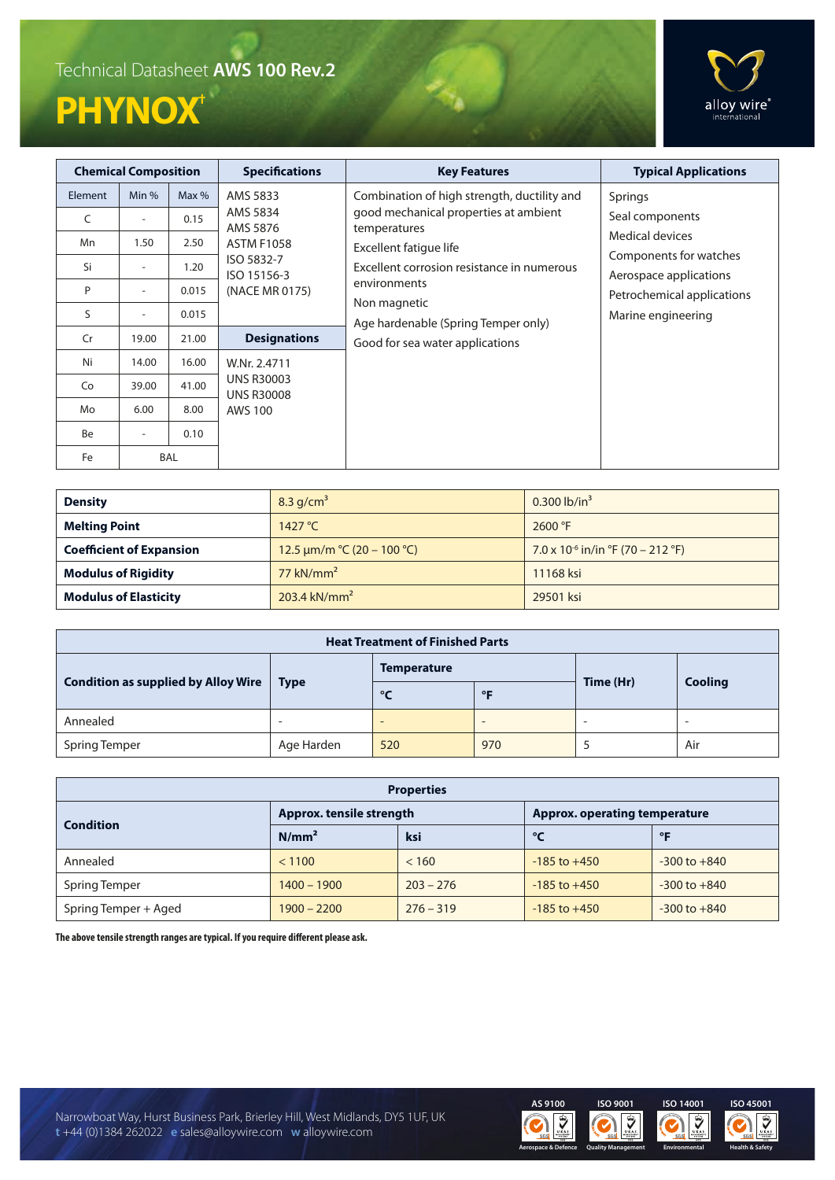Technical Datasheet **AWS 100 Rev.2**

# PHYNOX[†]

alloy wire® international

| Chemical Composition | | | Specifications | Key Features | Typical Applications |
|---|---|---|---|---|---|
| Element | Min % | Max % | AMS 5833 | Combination of high strength, ductility and good mechanical properties at ambient temperatures | Springs |
| C | - | 0.15 | AMS 5834 | Excellent fatigue life | Seal components |
| Mn | 1.50 | 2.50 | AMS 5876 | Excellent corrosion resistance in numerous environments | Medical devices |
| Si | - | 1.20 | ASTM F1058 | Non magnetic | Components for watches |
| P | - | 0.015 | ISO 5832-7 | Age hardenable (Spring Temper only) | Aerospace applications |
| S | - | 0.015 | ISO 15156-3 | Good for sea water applications | Petrochemical applications |
| Cr | 19.00 | 21.00 | (NACE MR 0175) | | Marine engineering |
| Ni | 14.00 | 16.00 | **Designations** | | |
| Co | 39.00 | 41.00 | W.Nr. 2.4711 | | |
| Mo | 6.00 | 8.00 | UNS R30003 | | |
| Be | - | 0.10 | UNS R30008 | | |
| Fe | BAL | | AWS 100 | | |

| | | |
|---|---|---|
| **Density** | 8.3 g/cm$^3$ | 0.300 lb/in$^3$ |
| **Melting Point** | 1427 °C | 2600 °F |
| **Coefficient of Expansion** | 12.5 μm/m °C (20 – 100 °C) | 7.0 x $10^{-6}$ in/in °F (70 – 212 °F) |
| **Modulus of Rigidity** | 77 kN/mm$^2$ | 11168 ksi |
| **Modulus of Elasticity** | 203.4 kN/mm$^2$ | 29501 ksi |

| Heat Treatment of Finished Parts | | | | | |
|---|---|---|---|---|---|
| **Condition as supplied by Alloy Wire** | **Type** | **Temperature** | | **Time (Hr)** | **Cooling** |
| | | **°C** | **°F** | | |
| Annealed | - | - | - | - | - |
| Spring Temper | Age Harden | 520 | 970 | 5 | Air |

| Properties | | | | |
|---|---|---|---|---|
| **Condition** | **Approx. tensile strength** | | **Approx. operating temperature** | |
| | **N/mm$^2$** | **ksi** | **°C** | **°F** |
| Annealed | < 1100 | < 160 | -185 to +450 | -300 to +840 |
| Spring Temper | 1400 – 1900 | 203 – 276 | -185 to +450 | -300 to +840 |
| Spring Temper + Aged | 1900 – 2200 | 276 – 319 | -185 to +450 | -300 to +840 |

**The above tensile strength ranges are typical. If you require different please ask.**

Narrowboat Way, Hurst Business Park, Brierley Hill, West Midlands, DY5 1UF, UK
**t** +44 (0)1384 262022 **e** sales@alloywire.com **w** alloywire.com

AS 9100 Aerospace & Defence | ISO 9001 Quality Management | ISO 14001 Environmental | ISO 45001 Health & Safety